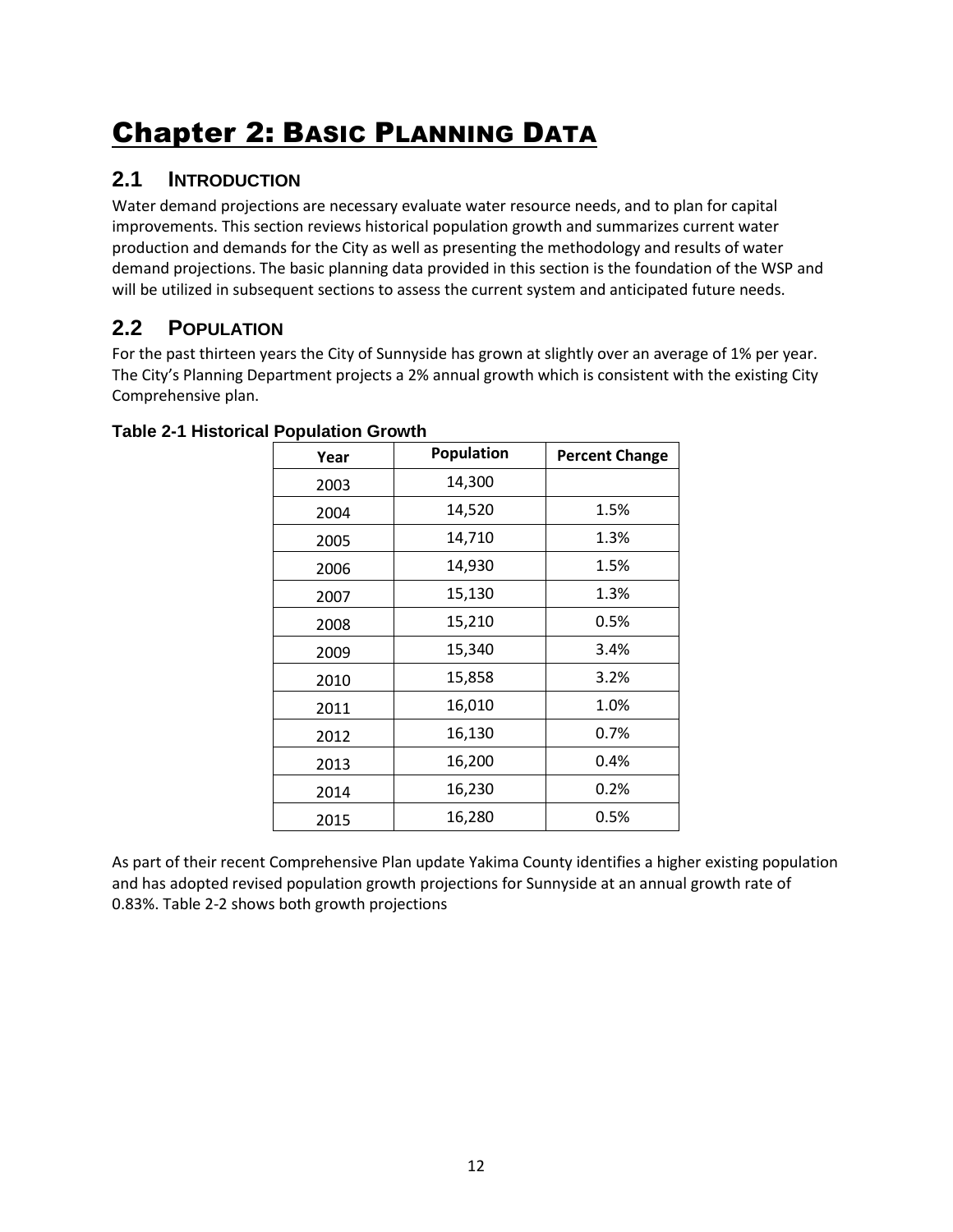# Chapter 2: Basic Planning Data

## 2.1 Introduction

Water demand projections are necessary evaluate water resource needs, and to plan for capital improvements. This section reviews historical population growth and summarizes current water production and demands for the City as well as presenting the methodology and results of water demand projections. The basic planning data provided in this section is the foundation of the WSP and will be utilized in subsequent sections to assess the current system and anticipated future needs.

## 2.2 Population

For the past thirteen years the City of Sunnyside has grown at slightly over an average of 1% per year. The City's Planning Department projects a 2% annual growth which is consistent with the existing City Comprehensive plan.

**Table 2-1 Historical Population Growth**

| Year | Population | Percent Change |
|---|---|---|
| 2003 | 14,300 | |
| 2004 | 14,520 | 1.5% |
| 2005 | 14,710 | 1.3% |
| 2006 | 14,930 | 1.5% |
| 2007 | 15,130 | 1.3% |
| 2008 | 15,210 | 0.5% |
| 2009 | 15,340 | 3.4% |
| 2010 | 15,858 | 3.2% |
| 2011 | 16,010 | 1.0% |
| 2012 | 16,130 | 0.7% |
| 2013 | 16,200 | 0.4% |
| 2014 | 16,230 | 0.2% |
| 2015 | 16,280 | 0.5% |

As part of their recent Comprehensive Plan update Yakima County identifies a higher existing population and has adopted revised population growth projections for Sunnyside at an annual growth rate of 0.83%. Table 2-2 shows both growth projections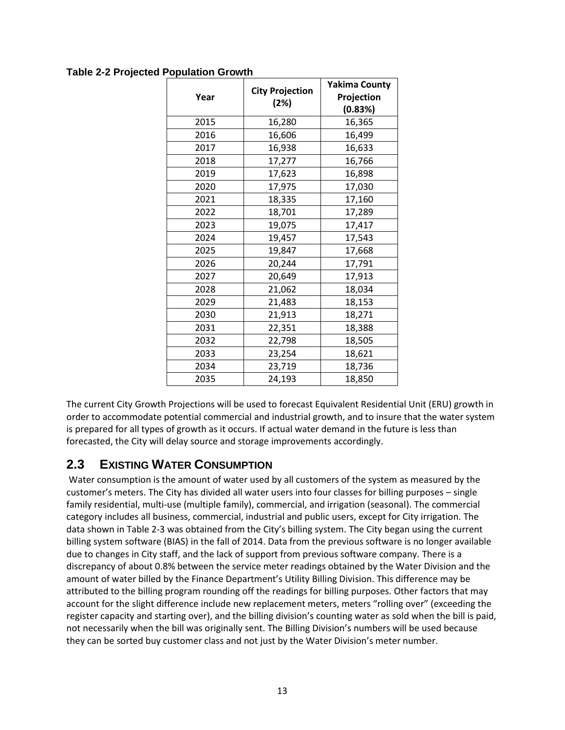**Table 2-2 Projected Population Growth**

| Year | City Projection (2%) | Yakima County Projection (0.83%) |
|---|---|---|
| 2015 | 16,280 | 16,365 |
| 2016 | 16,606 | 16,499 |
| 2017 | 16,938 | 16,633 |
| 2018 | 17,277 | 16,766 |
| 2019 | 17,623 | 16,898 |
| 2020 | 17,975 | 17,030 |
| 2021 | 18,335 | 17,160 |
| 2022 | 18,701 | 17,289 |
| 2023 | 19,075 | 17,417 |
| 2024 | 19,457 | 17,543 |
| 2025 | 19,847 | 17,668 |
| 2026 | 20,244 | 17,791 |
| 2027 | 20,649 | 17,913 |
| 2028 | 21,062 | 18,034 |
| 2029 | 21,483 | 18,153 |
| 2030 | 21,913 | 18,271 |
| 2031 | 22,351 | 18,388 |
| 2032 | 22,798 | 18,505 |
| 2033 | 23,254 | 18,621 |
| 2034 | 23,719 | 18,736 |
| 2035 | 24,193 | 18,850 |

The current City Growth Projections will be used to forecast Equivalent Residential Unit (ERU) growth in order to accommodate potential commercial and industrial growth, and to insure that the water system is prepared for all types of growth as it occurs. If actual water demand in the future is less than forecasted, the City will delay source and storage improvements accordingly.

## 2.3 EXISTING WATER CONSUMPTION

Water consumption is the amount of water used by all customers of the system as measured by the customer's meters. The City has divided all water users into four classes for billing purposes – single family residential, multi-use (multiple family), commercial, and irrigation (seasonal). The commercial category includes all business, commercial, industrial and public users, except for City irrigation. The data shown in Table 2-3 was obtained from the City's billing system. The City began using the current billing system software (BIAS) in the fall of 2014. Data from the previous software is no longer available due to changes in City staff, and the lack of support from previous software company. There is a discrepancy of about 0.8% between the service meter readings obtained by the Water Division and the amount of water billed by the Finance Department's Utility Billing Division. This difference may be attributed to the billing program rounding off the readings for billing purposes. Other factors that may account for the slight difference include new replacement meters, meters "rolling over" (exceeding the register capacity and starting over), and the billing division's counting water as sold when the bill is paid, not necessarily when the bill was originally sent. The Billing Division's numbers will be used because they can be sorted buy customer class and not just by the Water Division's meter number.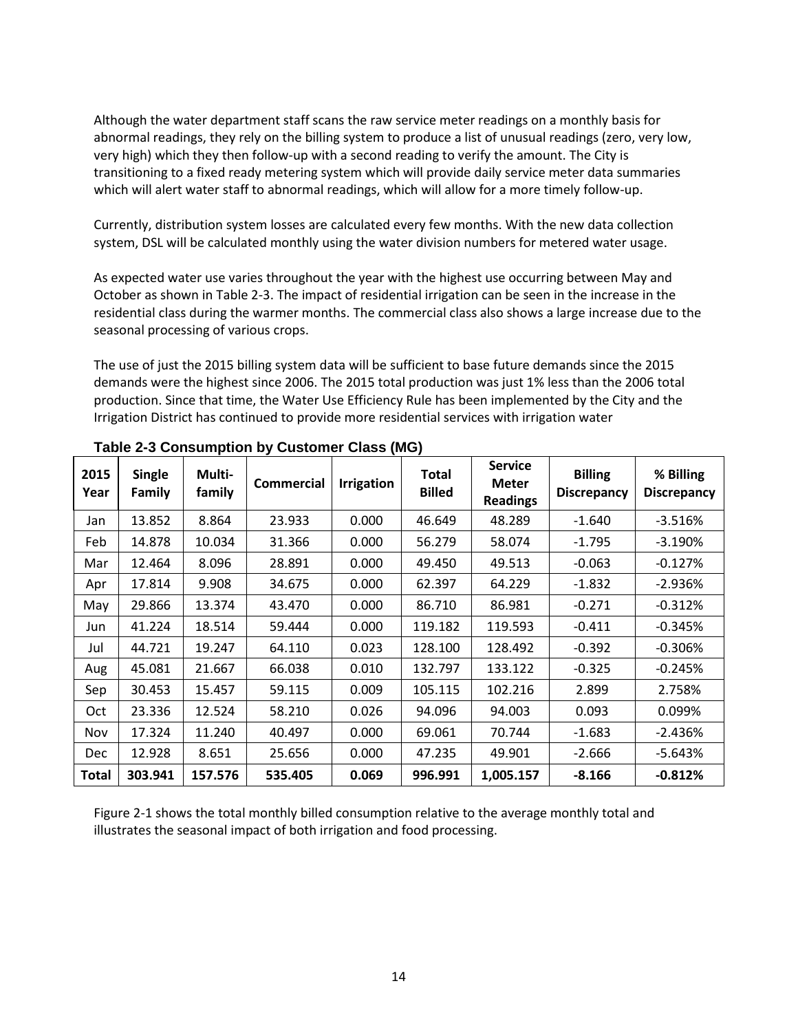Although the water department staff scans the raw service meter readings on a monthly basis for abnormal readings, they rely on the billing system to produce a list of unusual readings (zero, very low, very high) which they then follow-up with a second reading to verify the amount. The City is transitioning to a fixed ready metering system which will provide daily service meter data summaries which will alert water staff to abnormal readings, which will allow for a more timely follow-up.

Currently, distribution system losses are calculated every few months. With the new data collection system, DSL will be calculated monthly using the water division numbers for metered water usage.

As expected water use varies throughout the year with the highest use occurring between May and October as shown in Table 2-3. The impact of residential irrigation can be seen in the increase in the residential class during the warmer months. The commercial class also shows a large increase due to the seasonal processing of various crops.

The use of just the 2015 billing system data will be sufficient to base future demands since the 2015 demands were the highest since 2006. The 2015 total production was just 1% less than the 2006 total production. Since that time, the Water Use Efficiency Rule has been implemented by the City and the Irrigation District has continued to provide more residential services with irrigation water

**Table 2-3 Consumption by Customer Class (MG)**

| 2015 Year | Single Family | Multi-family | Commercial | Irrigation | Total Billed | Service Meter Readings | Billing Discrepancy | % Billing Discrepancy |
|---|---|---|---|---|---|---|---|---|
| Jan | 13.852 | 8.864 | 23.933 | 0.000 | 46.649 | 48.289 | -1.640 | -3.516% |
| Feb | 14.878 | 10.034 | 31.366 | 0.000 | 56.279 | 58.074 | -1.795 | -3.190% |
| Mar | 12.464 | 8.096 | 28.891 | 0.000 | 49.450 | 49.513 | -0.063 | -0.127% |
| Apr | 17.814 | 9.908 | 34.675 | 0.000 | 62.397 | 64.229 | -1.832 | -2.936% |
| May | 29.866 | 13.374 | 43.470 | 0.000 | 86.710 | 86.981 | -0.271 | -0.312% |
| Jun | 41.224 | 18.514 | 59.444 | 0.000 | 119.182 | 119.593 | -0.411 | -0.345% |
| Jul | 44.721 | 19.247 | 64.110 | 0.023 | 128.100 | 128.492 | -0.392 | -0.306% |
| Aug | 45.081 | 21.667 | 66.038 | 0.010 | 132.797 | 133.122 | -0.325 | -0.245% |
| Sep | 30.453 | 15.457 | 59.115 | 0.009 | 105.115 | 102.216 | 2.899 | 2.758% |
| Oct | 23.336 | 12.524 | 58.210 | 0.026 | 94.096 | 94.003 | 0.093 | 0.099% |
| Nov | 17.324 | 11.240 | 40.497 | 0.000 | 69.061 | 70.744 | -1.683 | -2.436% |
| Dec | 12.928 | 8.651 | 25.656 | 0.000 | 47.235 | 49.901 | -2.666 | -5.643% |
| **Total** | **303.941** | **157.576** | **535.405** | **0.069** | **996.991** | **1,005.157** | **-8.166** | **-0.812%** |

Figure 2-1 shows the total monthly billed consumption relative to the average monthly total and illustrates the seasonal impact of both irrigation and food processing.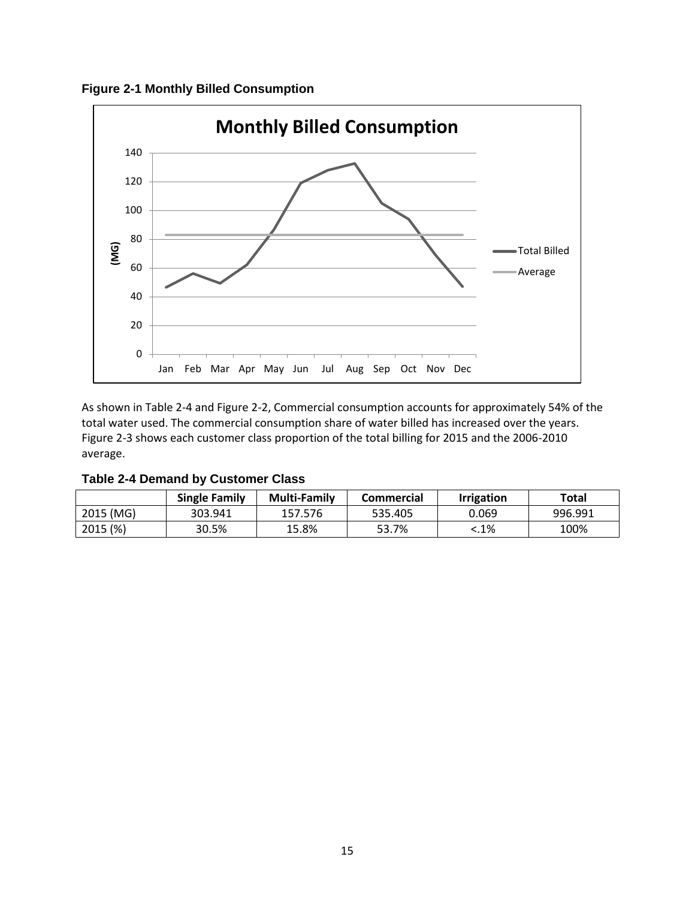**Figure 2-1 Monthly Billed Consumption**

As shown in Table 2-4 and Figure 2-2, Commercial consumption accounts for approximately 54% of the total water used. The commercial consumption share of water billed has increased over the years. Figure 2-3 shows each customer class proportion of the total billing for 2015 and the 2006-2010 average.

**Table 2-4 Demand by Customer Class**

| | Single Family | Multi-Family | Commercial | Irrigation | Total |
|---|---|---|---|---|---|
| 2015 (MG) | 303.941 | 157.576 | 535.405 | 0.069 | 996.991 |
| 2015 (%) | 30.5% | 15.8% | 53.7% | <.1% | 100% |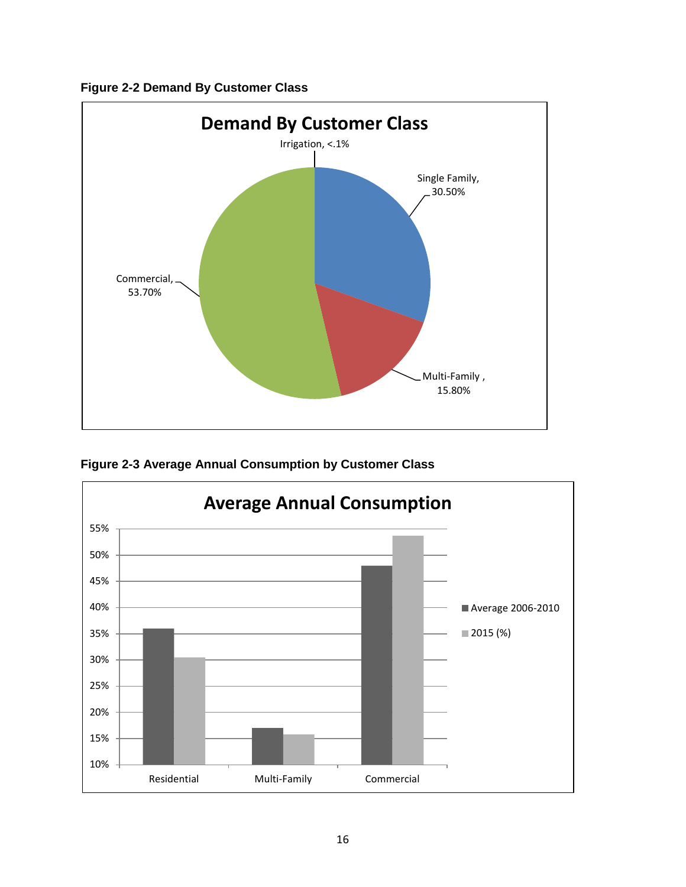**Figure 2-2 Demand By Customer Class**

**Figure 2-3 Average Annual Consumption by Customer Class**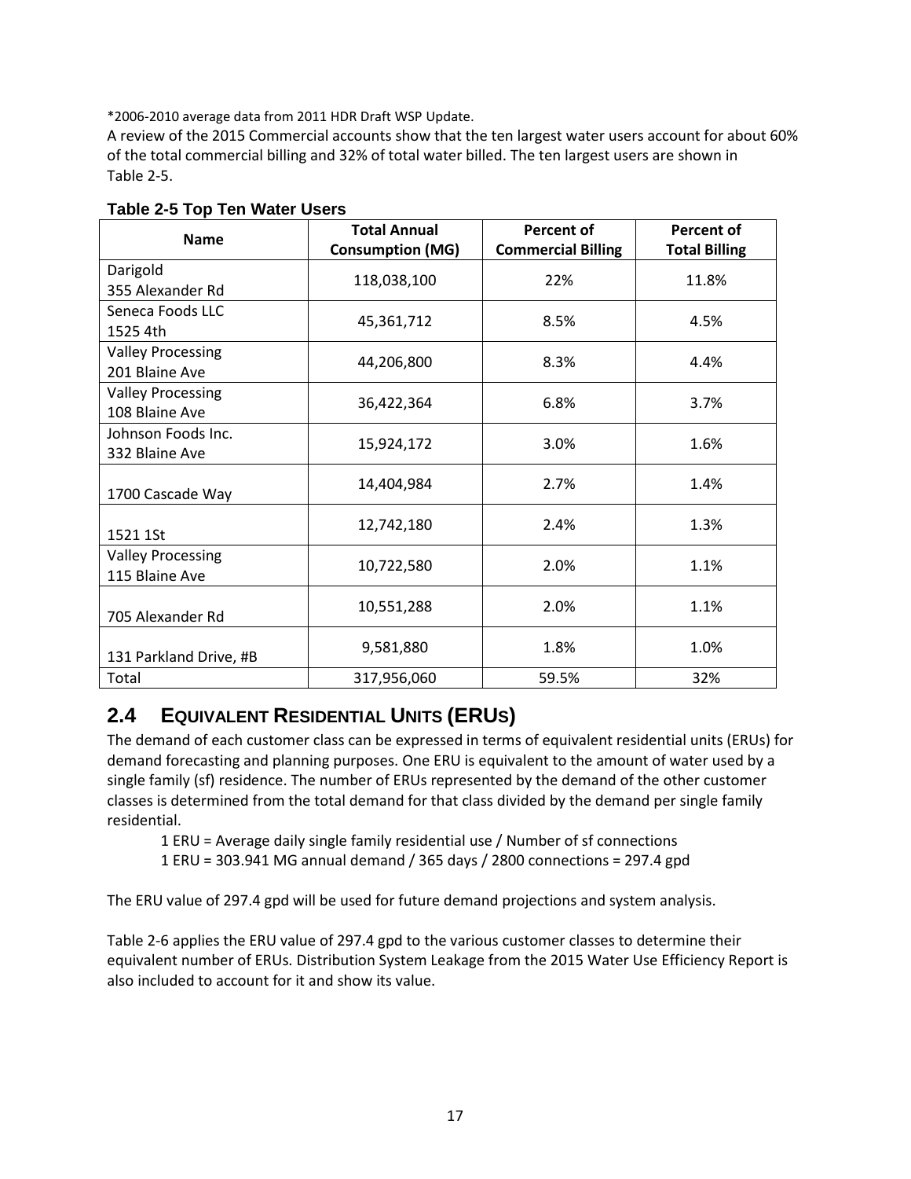\*2006-2010 average data from 2011 HDR Draft WSP Update.

A review of the 2015 Commercial accounts show that the ten largest water users account for about 60% of the total commercial billing and 32% of total water billed. The ten largest users are shown in Table 2-5.

**Table 2-5 Top Ten Water Users**

| Name | Total Annual Consumption (MG) | Percent of Commercial Billing | Percent of Total Billing |
|---|---|---|---|
| Darigold 355 Alexander Rd | 118,038,100 | 22% | 11.8% |
| Seneca Foods LLC 1525 4th | 45,361,712 | 8.5% | 4.5% |
| Valley Processing 201 Blaine Ave | 44,206,800 | 8.3% | 4.4% |
| Valley Processing 108 Blaine Ave | 36,422,364 | 6.8% | 3.7% |
| Johnson Foods Inc. 332 Blaine Ave | 15,924,172 | 3.0% | 1.6% |
| 1700 Cascade Way | 14,404,984 | 2.7% | 1.4% |
| 1521 1St | 12,742,180 | 2.4% | 1.3% |
| Valley Processing 115 Blaine Ave | 10,722,580 | 2.0% | 1.1% |
| 705 Alexander Rd | 10,551,288 | 2.0% | 1.1% |
| 131 Parkland Drive, #B | 9,581,880 | 1.8% | 1.0% |
| Total | 317,956,060 | 59.5% | 32% |

## 2.4 Equivalent Residential Units (ERUs)

The demand of each customer class can be expressed in terms of equivalent residential units (ERUs) for demand forecasting and planning purposes. One ERU is equivalent to the amount of water used by a single family (sf) residence. The number of ERUs represented by the demand of the other customer classes is determined from the total demand for that class divided by the demand per single family residential.

1 ERU = Average daily single family residential use / Number of sf connections

1 ERU = 303.941 MG annual demand / 365 days / 2800 connections = 297.4 gpd

The ERU value of 297.4 gpd will be used for future demand projections and system analysis.

Table 2-6 applies the ERU value of 297.4 gpd to the various customer classes to determine their equivalent number of ERUs. Distribution System Leakage from the 2015 Water Use Efficiency Report is also included to account for it and show its value.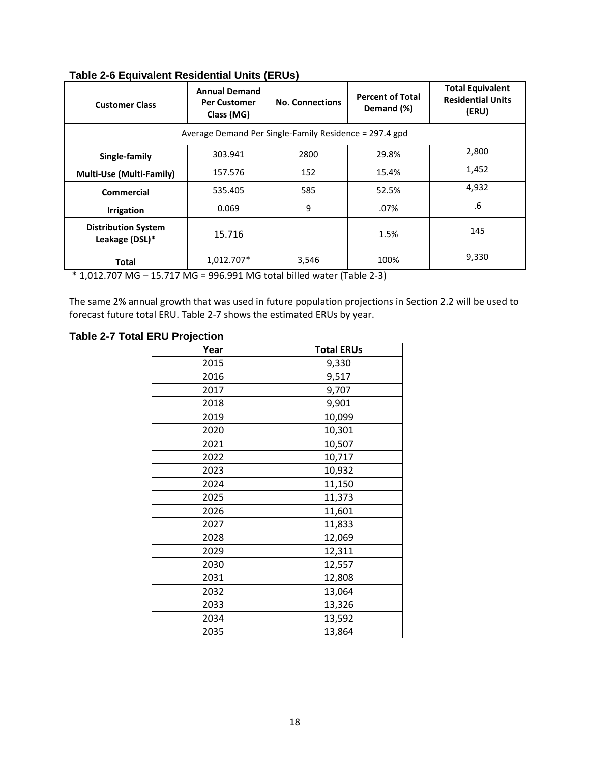**Table 2-6 Equivalent Residential Units (ERUs)**

| Customer Class | Annual Demand Per Customer Class (MG) | No. Connections | Percent of Total Demand (%) | Total Equivalent Residential Units (ERU) |
|---|---|---|---|---|
| Average Demand Per Single-Family Residence = 297.4 gpd | | | | |
| **Single-family** | 303.941 | 2800 | 29.8% | 2,800 |
| **Multi-Use (Multi-Family)** | 157.576 | 152 | 15.4% | 1,452 |
| **Commercial** | 535.405 | 585 | 52.5% | 4,932 |
| **Irrigation** | 0.069 | 9 | .07% | .6 |
| **Distribution System Leakage (DSL)*** | 15.716 | | 1.5% | 145 |
| **Total** | 1,012.707* | 3,546 | 100% | 9,330 |

* 1,012.707 MG – 15.717 MG = 996.991 MG total billed water (Table 2-3)

The same 2% annual growth that was used in future population projections in Section 2.2 will be used to forecast future total ERU. Table 2-7 shows the estimated ERUs by year.

**Table 2-7 Total ERU Projection**

| Year | Total ERUs |
|---|---|
| 2015 | 9,330 |
| 2016 | 9,517 |
| 2017 | 9,707 |
| 2018 | 9,901 |
| 2019 | 10,099 |
| 2020 | 10,301 |
| 2021 | 10,507 |
| 2022 | 10,717 |
| 2023 | 10,932 |
| 2024 | 11,150 |
| 2025 | 11,373 |
| 2026 | 11,601 |
| 2027 | 11,833 |
| 2028 | 12,069 |
| 2029 | 12,311 |
| 2030 | 12,557 |
| 2031 | 12,808 |
| 2032 | 13,064 |
| 2033 | 13,326 |
| 2034 | 13,592 |
| 2035 | 13,864 |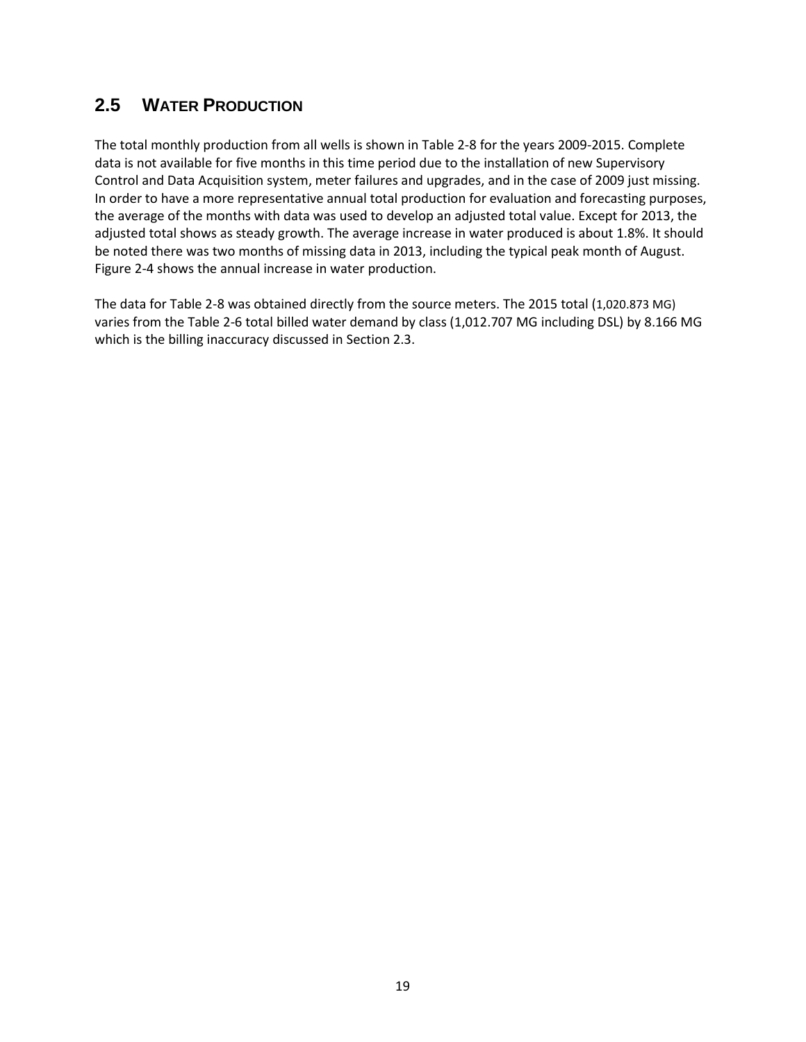## 2.5 WATER PRODUCTION

The total monthly production from all wells is shown in Table 2-8 for the years 2009-2015. Complete data is not available for five months in this time period due to the installation of new Supervisory Control and Data Acquisition system, meter failures and upgrades, and in the case of 2009 just missing. In order to have a more representative annual total production for evaluation and forecasting purposes, the average of the months with data was used to develop an adjusted total value. Except for 2013, the adjusted total shows as steady growth. The average increase in water produced is about 1.8%. It should be noted there was two months of missing data in 2013, including the typical peak month of August. Figure 2-4 shows the annual increase in water production.

The data for Table 2-8 was obtained directly from the source meters. The 2015 total (1,020.873 MG) varies from the Table 2-6 total billed water demand by class (1,012.707 MG including DSL) by 8.166 MG which is the billing inaccuracy discussed in Section 2.3.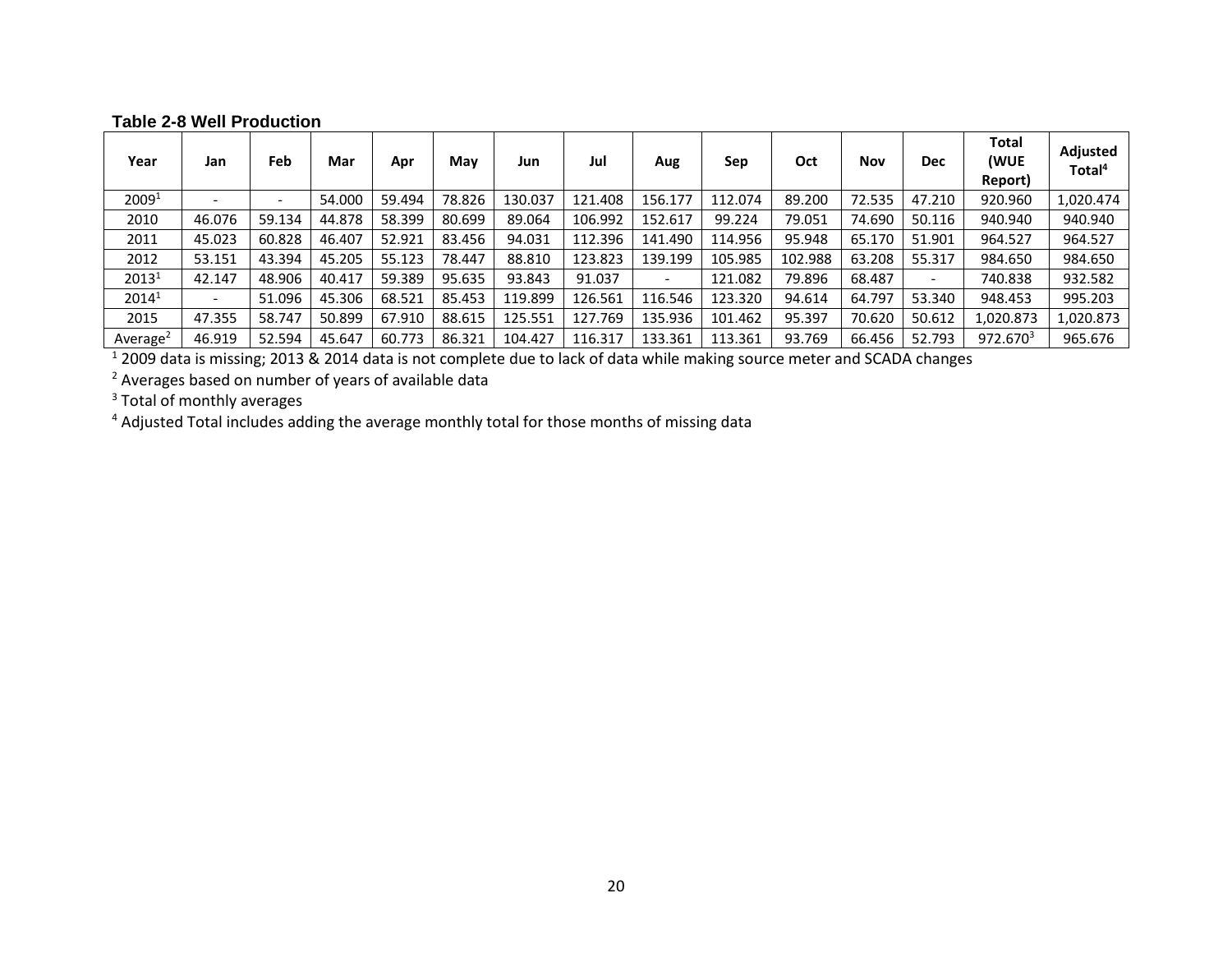**Table 2-8 Well Production**

| Year | Jan | Feb | Mar | Apr | May | Jun | Jul | Aug | Sep | Oct | Nov | Dec | Total (WUE Report) | Adjusted Total[4] |
|---|---|---|---|---|---|---|---|---|---|---|---|---|---|---|
| 2009[1] | - | - | 54.000 | 59.494 | 78.826 | 130.037 | 121.408 | 156.177 | 112.074 | 89.200 | 72.535 | 47.210 | 920.960 | 1,020.474 |
| 2010 | 46.076 | 59.134 | 44.878 | 58.399 | 80.699 | 89.064 | 106.992 | 152.617 | 99.224 | 79.051 | 74.690 | 50.116 | 940.940 | 940.940 |
| 2011 | 45.023 | 60.828 | 46.407 | 52.921 | 83.456 | 94.031 | 112.396 | 141.490 | 114.956 | 95.948 | 65.170 | 51.901 | 964.527 | 964.527 |
| 2012 | 53.151 | 43.394 | 45.205 | 55.123 | 78.447 | 88.810 | 123.823 | 139.199 | 105.985 | 102.988 | 63.208 | 55.317 | 984.650 | 984.650 |
| 2013[1] | 42.147 | 48.906 | 40.417 | 59.389 | 95.635 | 93.843 | 91.037 | - | 121.082 | 79.896 | 68.487 | - | 740.838 | 932.582 |
| 2014[1] | - | 51.096 | 45.306 | 68.521 | 85.453 | 119.899 | 126.561 | 116.546 | 123.320 | 94.614 | 64.797 | 53.340 | 948.453 | 995.203 |
| 2015 | 47.355 | 58.747 | 50.899 | 67.910 | 88.615 | 125.551 | 127.769 | 135.936 | 101.462 | 95.397 | 70.620 | 50.612 | 1,020.873 | 1,020.873 |
| Average[2] | 46.919 | 52.594 | 45.647 | 60.773 | 86.321 | 104.427 | 116.317 | 133.361 | 113.361 | 93.769 | 66.456 | 52.793 | 972.670[3] | 965.676 |

[1] 2009 data is missing; 2013 & 2014 data is not complete due to lack of data while making source meter and SCADA changes

[2] Averages based on number of years of available data

[3] Total of monthly averages

[4] Adjusted Total includes adding the average monthly total for those months of missing data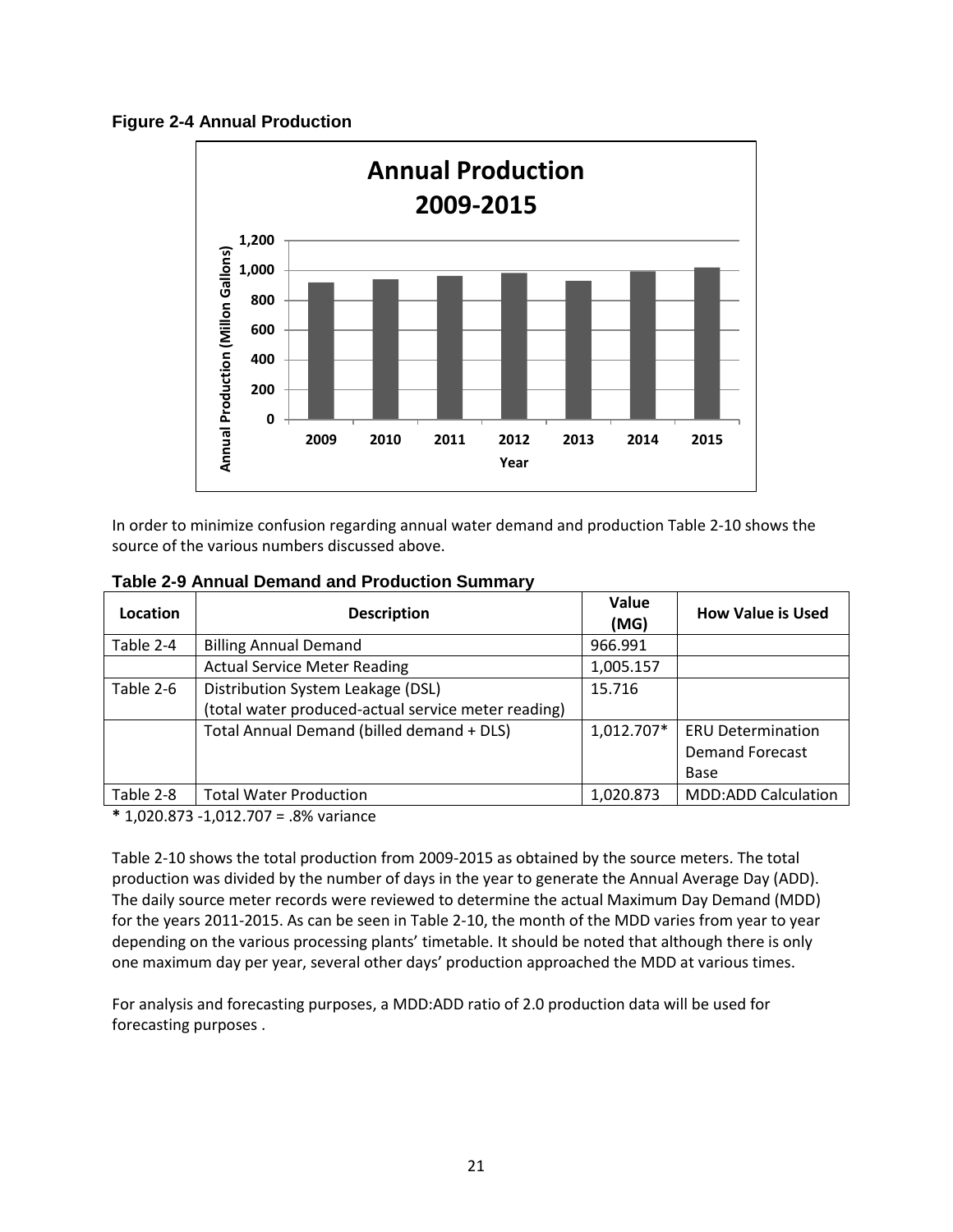**Figure 2-4 Annual Production**

In order to minimize confusion regarding annual water demand and production Table 2-10 shows the source of the various numbers discussed above.

**Table 2-9 Annual Demand and Production Summary**

| Location | Description | Value (MG) | How Value is Used |
|---|---|---|---|
| Table 2-4 | Billing Annual Demand | 966.991 | |
| | Actual Service Meter Reading | 1,005.157 | |
| Table 2-6 | Distribution System Leakage (DSL) (total water produced-actual service meter reading) | 15.716 | |
| | Total Annual Demand (billed demand + DLS) | 1,012.707* | ERU Determination Demand Forecast Base |
| Table 2-8 | Total Water Production | 1,020.873 | MDD:ADD Calculation |

**\*** 1,020.873 -1,012.707 = .8% variance

Table 2-10 shows the total production from 2009-2015 as obtained by the source meters. The total production was divided by the number of days in the year to generate the Annual Average Day (ADD). The daily source meter records were reviewed to determine the actual Maximum Day Demand (MDD) for the years 2011-2015. As can be seen in Table 2-10, the month of the MDD varies from year to year depending on the various processing plants' timetable. It should be noted that although there is only one maximum day per year, several other days' production approached the MDD at various times.

For analysis and forecasting purposes, a MDD:ADD ratio of 2.0 production data will be used for forecasting purposes .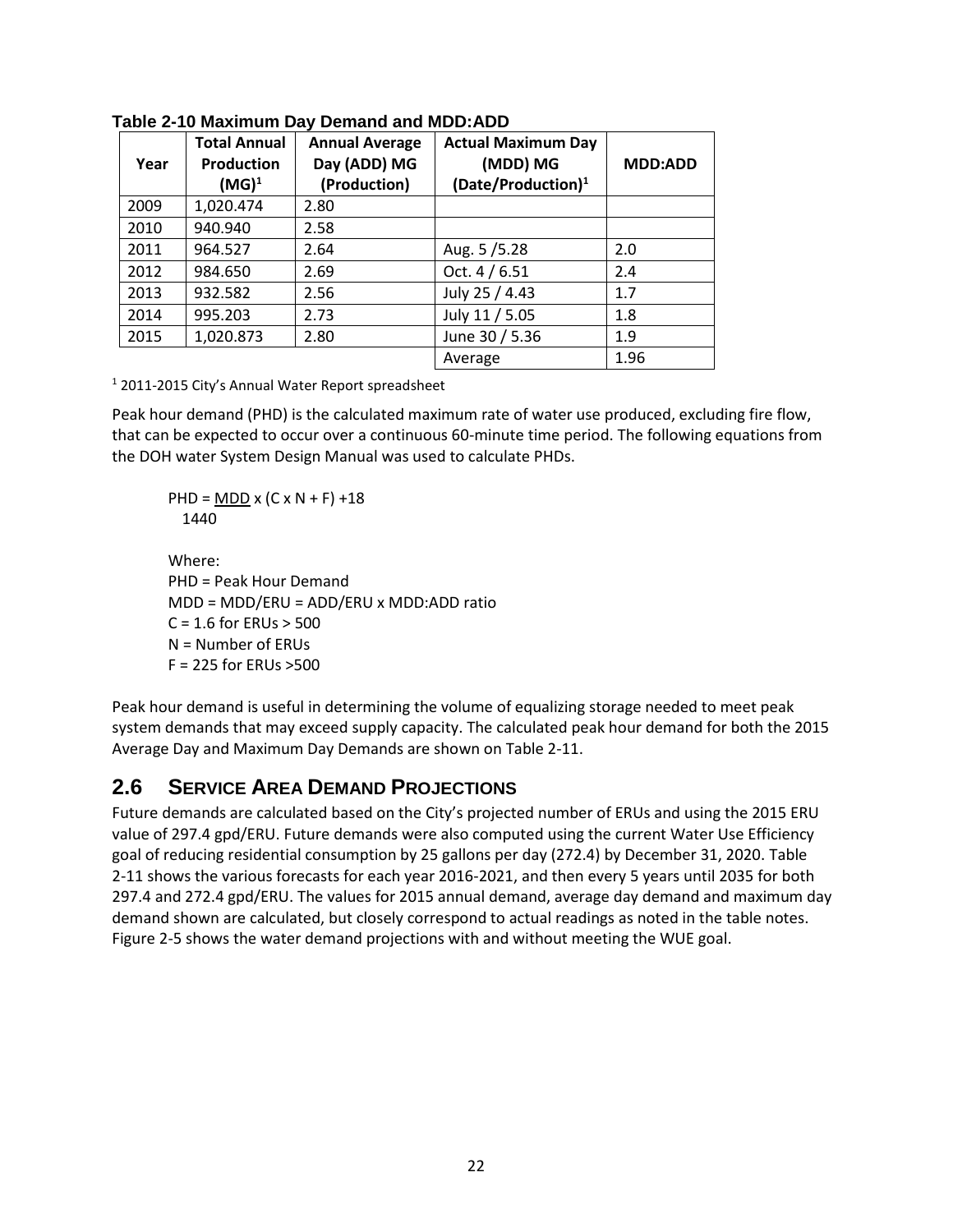**Table 2-10 Maximum Day Demand and MDD:ADD**

| Year | Total Annual Production (MG)[1] | Annual Average Day (ADD) MG (Production) | Actual Maximum Day (MDD) MG (Date/Production)[1] | MDD:ADD |
|---|---|---|---|---|
| 2009 | 1,020.474 | 2.80 | | |
| 2010 | 940.940 | 2.58 | | |
| 2011 | 964.527 | 2.64 | Aug. 5 /5.28 | 2.0 |
| 2012 | 984.650 | 2.69 | Oct. 4 / 6.51 | 2.4 |
| 2013 | 932.582 | 2.56 | July 25 / 4.43 | 1.7 |
| 2014 | 995.203 | 2.73 | July 11 / 5.05 | 1.8 |
| 2015 | 1,020.873 | 2.80 | June 30 / 5.36 | 1.9 |
| | | | Average | 1.96 |

[1] 2011-2015 City's Annual Water Report spreadsheet

Peak hour demand (PHD) is the calculated maximum rate of water use produced, excluding fire flow, that can be expected to occur over a continuous 60-minute time period. The following equations from the DOH water System Design Manual was used to calculate PHDs.

$$PHD = \frac{MDD}{1440} \times (C \times N + F) + 18$$

Where:
PHD = Peak Hour Demand
MDD = MDD/ERU = ADD/ERU x MDD:ADD ratio
C = 1.6 for ERUs > 500
N = Number of ERUs
F = 225 for ERUs >500

Peak hour demand is useful in determining the volume of equalizing storage needed to meet peak system demands that may exceed supply capacity. The calculated peak hour demand for both the 2015 Average Day and Maximum Day Demands are shown on Table 2-11.

## 2.6 Service Area Demand Projections

Future demands are calculated based on the City's projected number of ERUs and using the 2015 ERU value of 297.4 gpd/ERU. Future demands were also computed using the current Water Use Efficiency goal of reducing residential consumption by 25 gallons per day (272.4) by December 31, 2020. Table 2-11 shows the various forecasts for each year 2016-2021, and then every 5 years until 2035 for both 297.4 and 272.4 gpd/ERU. The values for 2015 annual demand, average day demand and maximum day demand shown are calculated, but closely correspond to actual readings as noted in the table notes. Figure 2-5 shows the water demand projections with and without meeting the WUE goal.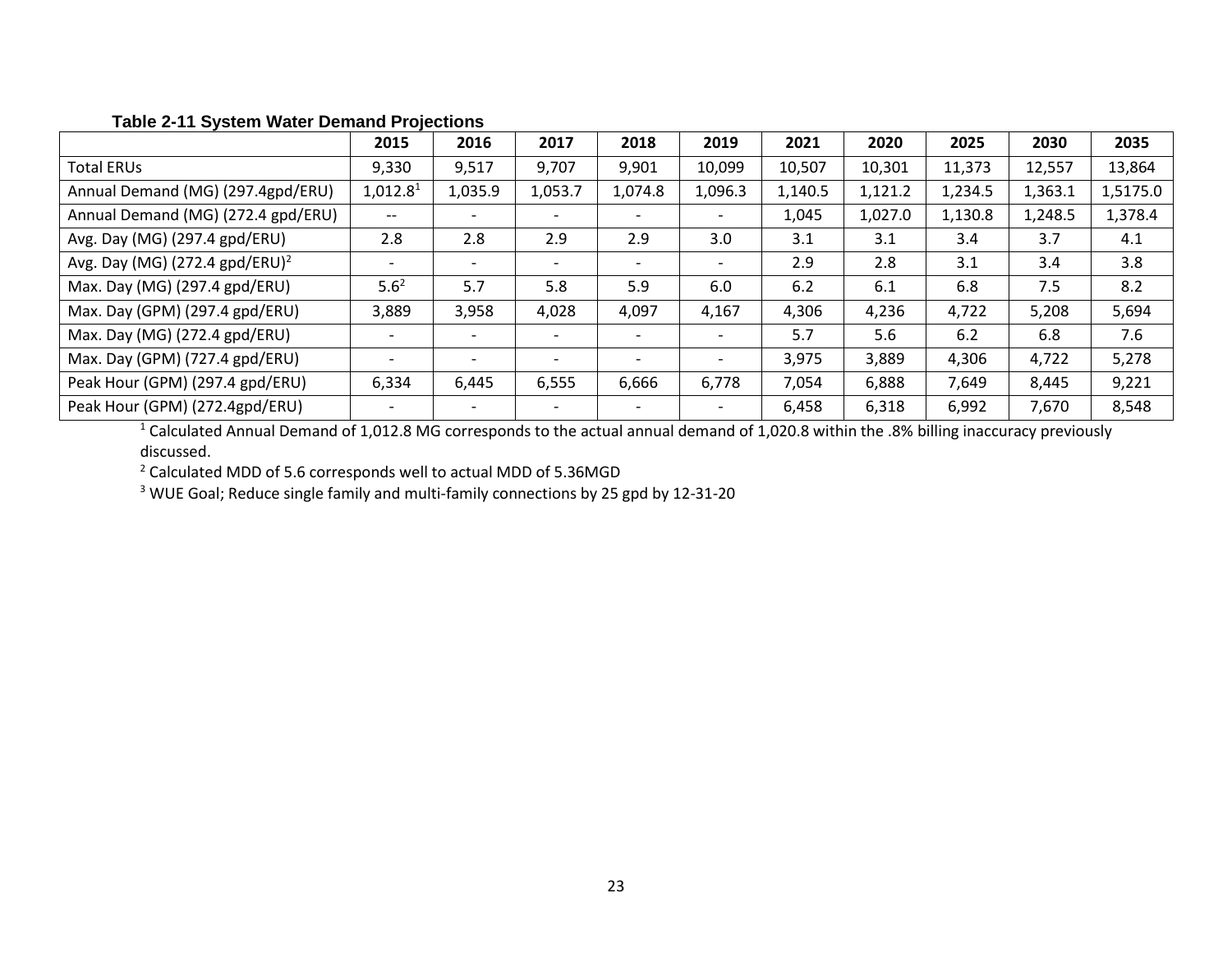**Table 2-11 System Water Demand Projections**

| | 2015 | 2016 | 2017 | 2018 | 2019 | 2021 | 2020 | 2025 | 2030 | 2035 |
|---|---|---|---|---|---|---|---|---|---|---|
| Total ERUs | 9,330 | 9,517 | 9,707 | 9,901 | 10,099 | 10,507 | 10,301 | 11,373 | 12,557 | 13,864 |
| Annual Demand (MG) (297.4gpd/ERU) | 1,012.8[1] | 1,035.9 | 1,053.7 | 1,074.8 | 1,096.3 | 1,140.5 | 1,121.2 | 1,234.5 | 1,363.1 | 1,5175.0 |
| Annual Demand (MG) (272.4 gpd/ERU) | -- | - | - | - | - | 1,045 | 1,027.0 | 1,130.8 | 1,248.5 | 1,378.4 |
| Avg. Day (MG) (297.4 gpd/ERU) | 2.8 | 2.8 | 2.9 | 2.9 | 3.0 | 3.1 | 3.1 | 3.4 | 3.7 | 4.1 |
| Avg. Day (MG) (272.4 gpd/ERU)[2] | - | - | - | - | - | 2.9 | 2.8 | 3.1 | 3.4 | 3.8 |
| Max. Day (MG) (297.4 gpd/ERU) | 5.6[2] | 5.7 | 5.8 | 5.9 | 6.0 | 6.2 | 6.1 | 6.8 | 7.5 | 8.2 |
| Max. Day (GPM) (297.4 gpd/ERU) | 3,889 | 3,958 | 4,028 | 4,097 | 4,167 | 4,306 | 4,236 | 4,722 | 5,208 | 5,694 |
| Max. Day (MG) (272.4 gpd/ERU) | - | - | - | - | - | 5.7 | 5.6 | 6.2 | 6.8 | 7.6 |
| Max. Day (GPM) (727.4 gpd/ERU) | - | - | - | - | - | 3,975 | 3,889 | 4,306 | 4,722 | 5,278 |
| Peak Hour (GPM) (297.4 gpd/ERU) | 6,334 | 6,445 | 6,555 | 6,666 | 6,778 | 7,054 | 6,888 | 7,649 | 8,445 | 9,221 |
| Peak Hour (GPM) (272.4gpd/ERU) | - | - | - | - | - | 6,458 | 6,318 | 6,992 | 7,670 | 8,548 |

[1] Calculated Annual Demand of 1,012.8 MG corresponds to the actual annual demand of 1,020.8 within the .8% billing inaccuracy previously discussed.

[2] Calculated MDD of 5.6 corresponds well to actual MDD of 5.36MGD

[3] WUE Goal; Reduce single family and multi-family connections by 25 gpd by 12-31-20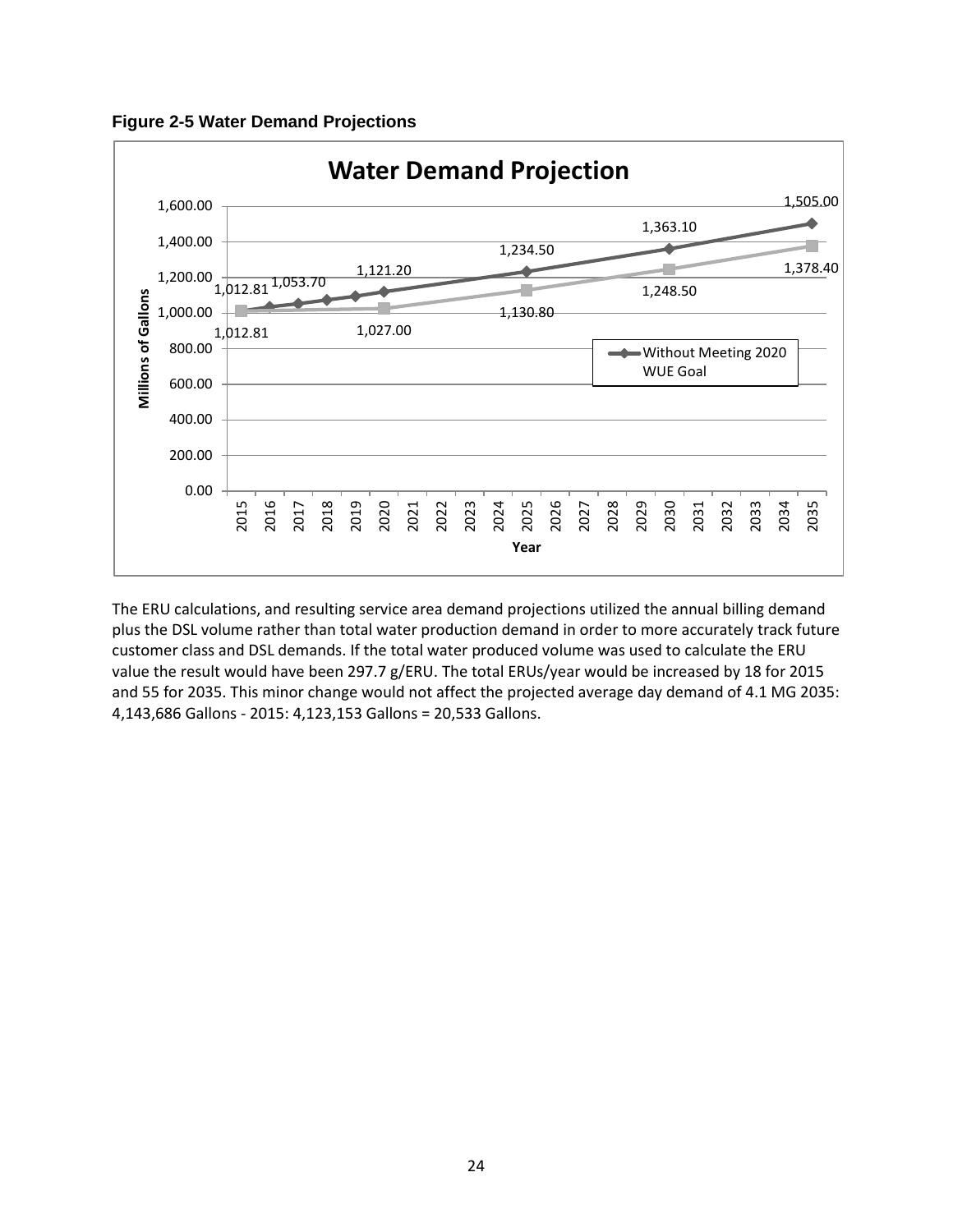**Figure 2-5 Water Demand Projections**

The ERU calculations, and resulting service area demand projections utilized the annual billing demand plus the DSL volume rather than total water production demand in order to more accurately track future customer class and DSL demands. If the total water produced volume was used to calculate the ERU value the result would have been 297.7 g/ERU. The total ERUs/year would be increased by 18 for 2015 and 55 for 2035. This minor change would not affect the projected average day demand of 4.1 MG 2035: 4,143,686 Gallons - 2015: 4,123,153 Gallons = 20,533 Gallons.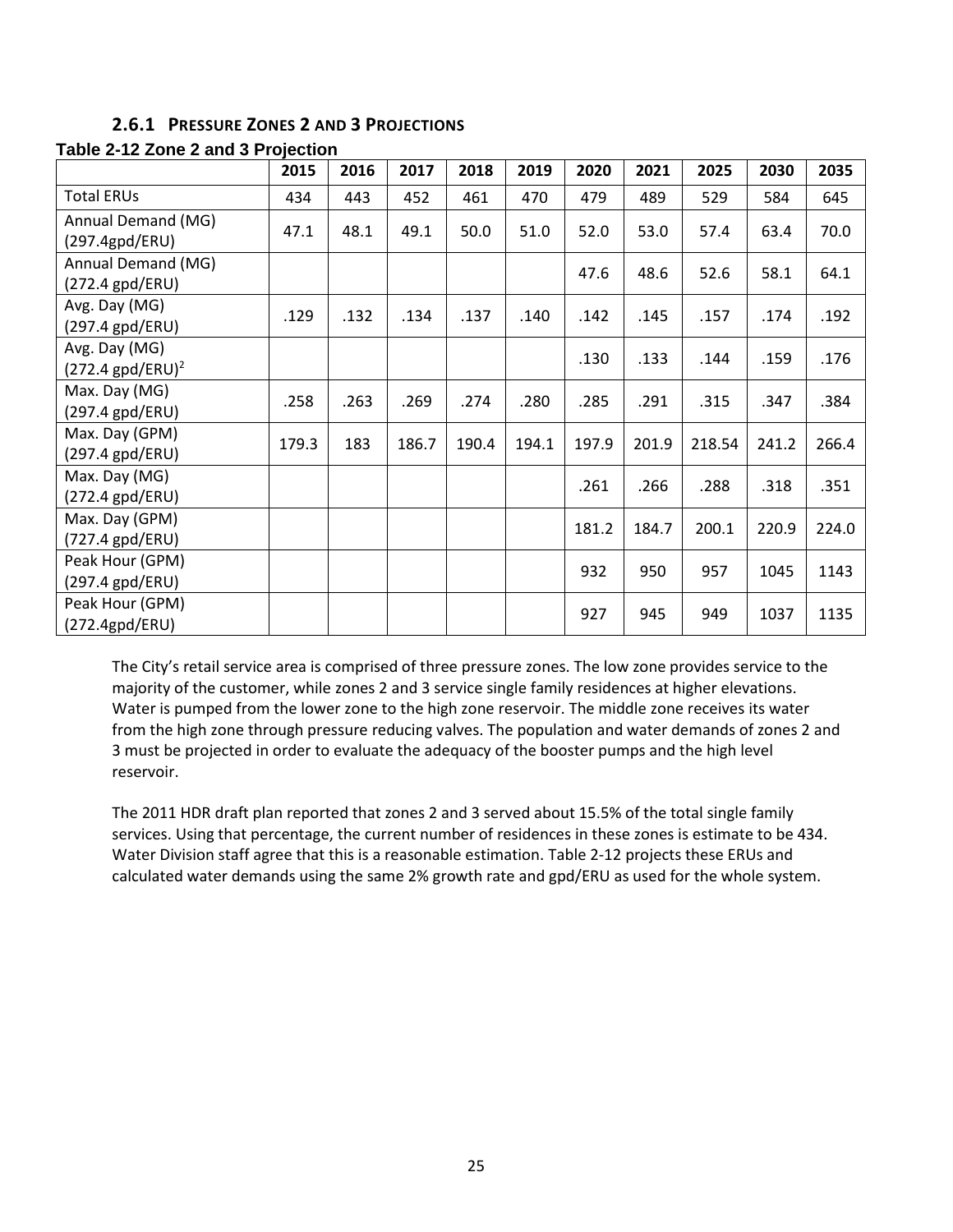### 2.6.1 Pressure Zones 2 and 3 Projections

**Table 2-12 Zone 2 and 3 Projection**

| | 2015 | 2016 | 2017 | 2018 | 2019 | 2020 | 2021 | 2025 | 2030 | 2035 |
|---|---|---|---|---|---|---|---|---|---|---|
| Total ERUs | 434 | 443 | 452 | 461 | 470 | 479 | 489 | 529 | 584 | 645 |
| Annual Demand (MG) (297.4gpd/ERU) | 47.1 | 48.1 | 49.1 | 50.0 | 51.0 | 52.0 | 53.0 | 57.4 | 63.4 | 70.0 |
| Annual Demand (MG) (272.4 gpd/ERU) | | | | | | 47.6 | 48.6 | 52.6 | 58.1 | 64.1 |
| Avg. Day (MG) (297.4 gpd/ERU) | .129 | .132 | .134 | .137 | .140 | .142 | .145 | .157 | .174 | .192 |
| Avg. Day (MG) (272.4 gpd/ERU)[2] | | | | | | .130 | .133 | .144 | .159 | .176 |
| Max. Day (MG) (297.4 gpd/ERU) | .258 | .263 | .269 | .274 | .280 | .285 | .291 | .315 | .347 | .384 |
| Max. Day (GPM) (297.4 gpd/ERU) | 179.3 | 183 | 186.7 | 190.4 | 194.1 | 197.9 | 201.9 | 218.54 | 241.2 | 266.4 |
| Max. Day (MG) (272.4 gpd/ERU) | | | | | | .261 | .266 | .288 | .318 | .351 |
| Max. Day (GPM) (727.4 gpd/ERU) | | | | | | 181.2 | 184.7 | 200.1 | 220.9 | 224.0 |
| Peak Hour (GPM) (297.4 gpd/ERU) | | | | | | 932 | 950 | 957 | 1045 | 1143 |
| Peak Hour (GPM) (272.4gpd/ERU) | | | | | | 927 | 945 | 949 | 1037 | 1135 |

The City's retail service area is comprised of three pressure zones. The low zone provides service to the majority of the customer, while zones 2 and 3 service single family residences at higher elevations. Water is pumped from the lower zone to the high zone reservoir. The middle zone receives its water from the high zone through pressure reducing valves. The population and water demands of zones 2 and 3 must be projected in order to evaluate the adequacy of the booster pumps and the high level reservoir.

The 2011 HDR draft plan reported that zones 2 and 3 served about 15.5% of the total single family services. Using that percentage, the current number of residences in these zones is estimate to be 434. Water Division staff agree that this is a reasonable estimation. Table 2-12 projects these ERUs and calculated water demands using the same 2% growth rate and gpd/ERU as used for the whole system.